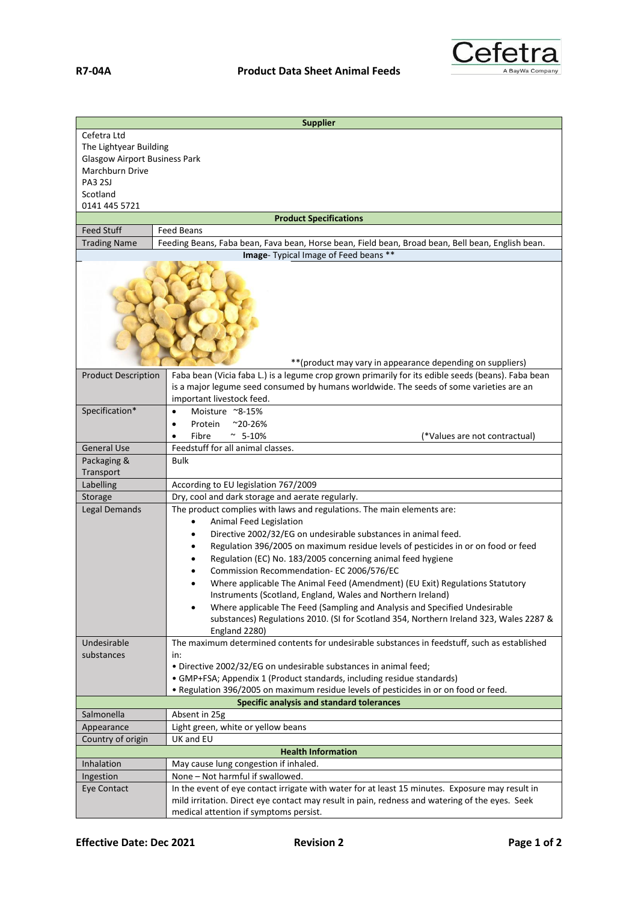**R7-04A** **Product Data Sheet Animal Feeds**

Cefetra
A BayWa Company

| Supplier | |
|---|---|
| Cefetra Ltd<br>The Lightyear Building<br>Glasgow Airport Business Park<br>Marchburn Drive<br>PA3 2SJ<br>Scotland<br>0141 445 5721 | |
| **Product Specifications** | |
| Feed Stuff | Feed Beans |
| Trading Name | Feeding Beans, Faba bean, Fava bean, Horse bean, Field bean, Broad bean, Bell bean, English bean. |
| **Image**- Typical Image of Feed beans ** | |
| | **(product may vary in appearance depending on suppliers) |
| Product Description | Faba bean (Vicia faba L.) is a legume crop grown primarily for its edible seeds (beans). Faba bean is a major legume seed consumed by humans worldwide. The seeds of some varieties are an important livestock feed. |
| Specification* | • Moisture ~8-15%<br>• Protein ~20-26%<br>• Fibre ~ 5-10% (*Values are not contractual) |
| General Use | Feedstuff for all animal classes. |
| Packaging & Transport | Bulk |
| Labelling | According to EU legislation 767/2009 |
| Storage | Dry, cool and dark storage and aerate regularly. |
| Legal Demands | The product complies with laws and regulations. The main elements are:<br>• Animal Feed Legislation<br>• Directive 2002/32/EG on undesirable substances in animal feed.<br>• Regulation 396/2005 on maximum residue levels of pesticides in or on food or feed<br>• Regulation (EC) No. 183/2005 concerning animal feed hygiene<br>• Commission Recommendation- EC 2006/576/EC<br>• Where applicable The Animal Feed (Amendment) (EU Exit) Regulations Statutory Instruments (Scotland, England, Wales and Northern Ireland)<br>• Where applicable The Feed (Sampling and Analysis and Specified Undesirable substances) Regulations 2010. (SI for Scotland 354, Northern Ireland 323, Wales 2287 & England 2280) |
| Undesirable substances | The maximum determined contents for undesirable substances in feedstuff, such as established in:<br>• Directive 2002/32/EG on undesirable substances in animal feed;<br>• GMP+FSA; Appendix 1 (Product standards, including residue standards)<br>• Regulation 396/2005 on maximum residue levels of pesticides in or on food or feed. |
| **Specific analysis and standard tolerances** | |
| Salmonella | Absent in 25g |
| Appearance | Light green, white or yellow beans |
| Country of origin | UK and EU |
| **Health Information** | |
| Inhalation | May cause lung congestion if inhaled. |
| Ingestion | None – Not harmful if swallowed. |
| Eye Contact | In the event of eye contact irrigate with water for at least 15 minutes. Exposure may result in mild irritation. Direct eye contact may result in pain, redness and watering of the eyes. Seek medical attention if symptoms persist. |

**Effective Date: Dec 2021** **Revision 2**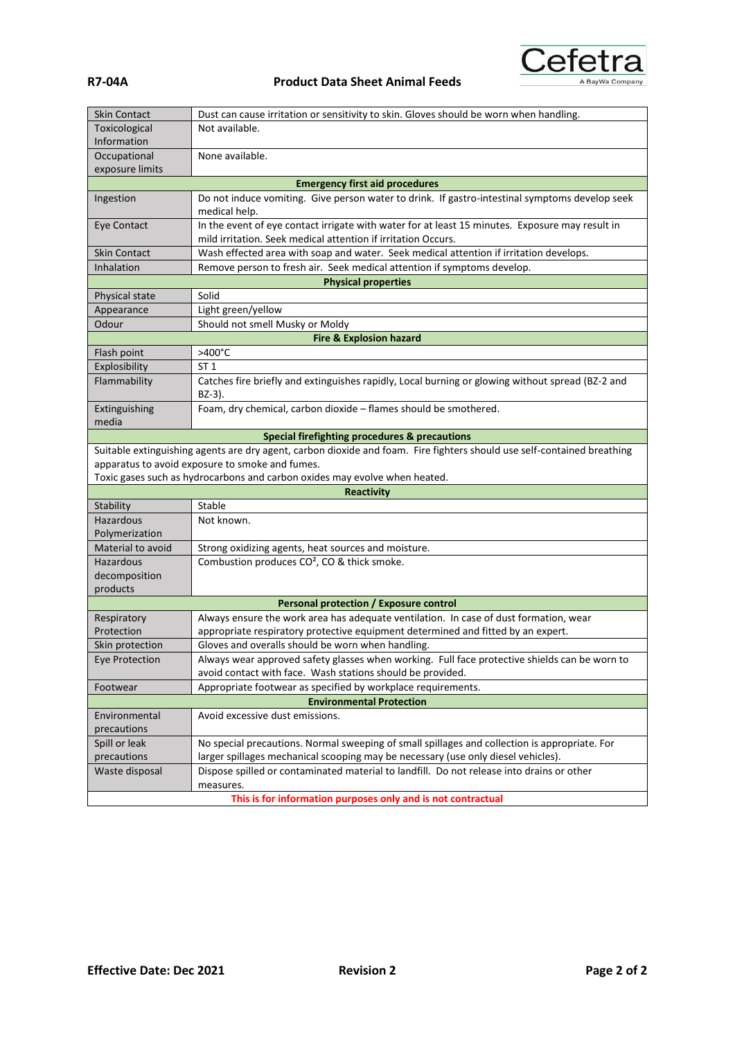| | |
|---|---|
| Skin Contact | Dust can cause irritation or sensitivity to skin. Gloves should be worn when handling. |
| Toxicological Information | Not available. |
| Occupational exposure limits | None available. |
| **Emergency first aid procedures** | |
| Ingestion | Do not induce vomiting. Give person water to drink. If gastro-intestinal symptoms develop seek medical help. |
| Eye Contact | In the event of eye contact irrigate with water for at least 15 minutes. Exposure may result in mild irritation. Seek medical attention if irritation Occurs. |
| Skin Contact | Wash effected area with soap and water. Seek medical attention if irritation develops. |
| Inhalation | Remove person to fresh air. Seek medical attention if symptoms develop. |
| **Physical properties** | |
| Physical state | Solid |
| Appearance | Light green/yellow |
| Odour | Should not smell Musky or Moldy |
| **Fire & Explosion hazard** | |
| Flash point | >400°C |
| Explosibility | ST 1 |
| Flammability | Catches fire briefly and extinguishes rapidly, Local burning or glowing without spread (BZ-2 and BZ-3). |
| Extinguishing media | Foam, dry chemical, carbon dioxide – flames should be smothered. |
| **Special firefighting procedures & precautions** | |
| Suitable extinguishing agents are dry agent, carbon dioxide and foam. Fire fighters should use self-contained breathing apparatus to avoid exposure to smoke and fumes. Toxic gases such as hydrocarbons and carbon oxides may evolve when heated. | |
| **Reactivity** | |
| Stability | Stable |
| Hazardous Polymerization | Not known. |
| Material to avoid | Strong oxidizing agents, heat sources and moisture. |
| Hazardous decomposition products | Combustion produces $CO^2$, CO & thick smoke. |
| **Personal protection / Exposure control** | |
| Respiratory Protection | Always ensure the work area has adequate ventilation. In case of dust formation, wear appropriate respiratory protective equipment determined and fitted by an expert. |
| Skin protection | Gloves and overalls should be worn when handling. |
| Eye Protection | Always wear approved safety glasses when working. Full face protective shields can be worn to avoid contact with face. Wash stations should be provided. |
| Footwear | Appropriate footwear as specified by workplace requirements. |
| **Environmental Protection** | |
| Environmental precautions | Avoid excessive dust emissions. |
| Spill or leak precautions | No special precautions. Normal sweeping of small spillages and collection is appropriate. For larger spillages mechanical scooping may be necessary (use only diesel vehicles). |
| Waste disposal | Dispose spilled or contaminated material to landfill. Do not release into drains or other measures. |
| **This is for information purposes only and is not contractual** | |